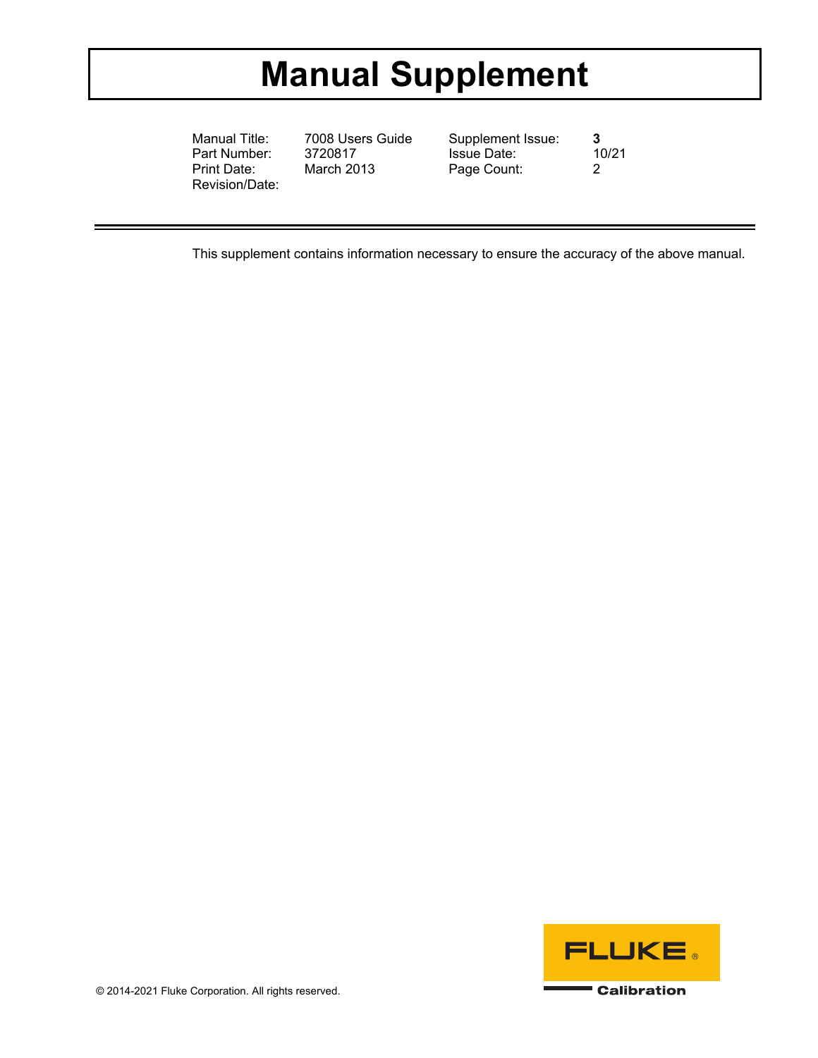# Manual Supplement

| | | | |
|---|---|---|---|
| Manual Title: | 7008 Users Guide | Supplement Issue: | **3** |
| Part Number: | 3720817 | Issue Date: | 10/21 |
| Print Date: | March 2013 | Page Count: | 2 |
| Revision/Date: | | | |

---

This supplement contains information necessary to ensure the accuracy of the above manual.

© 2014-2021 Fluke Corporation. All rights reserved.

FLUKE® Calibration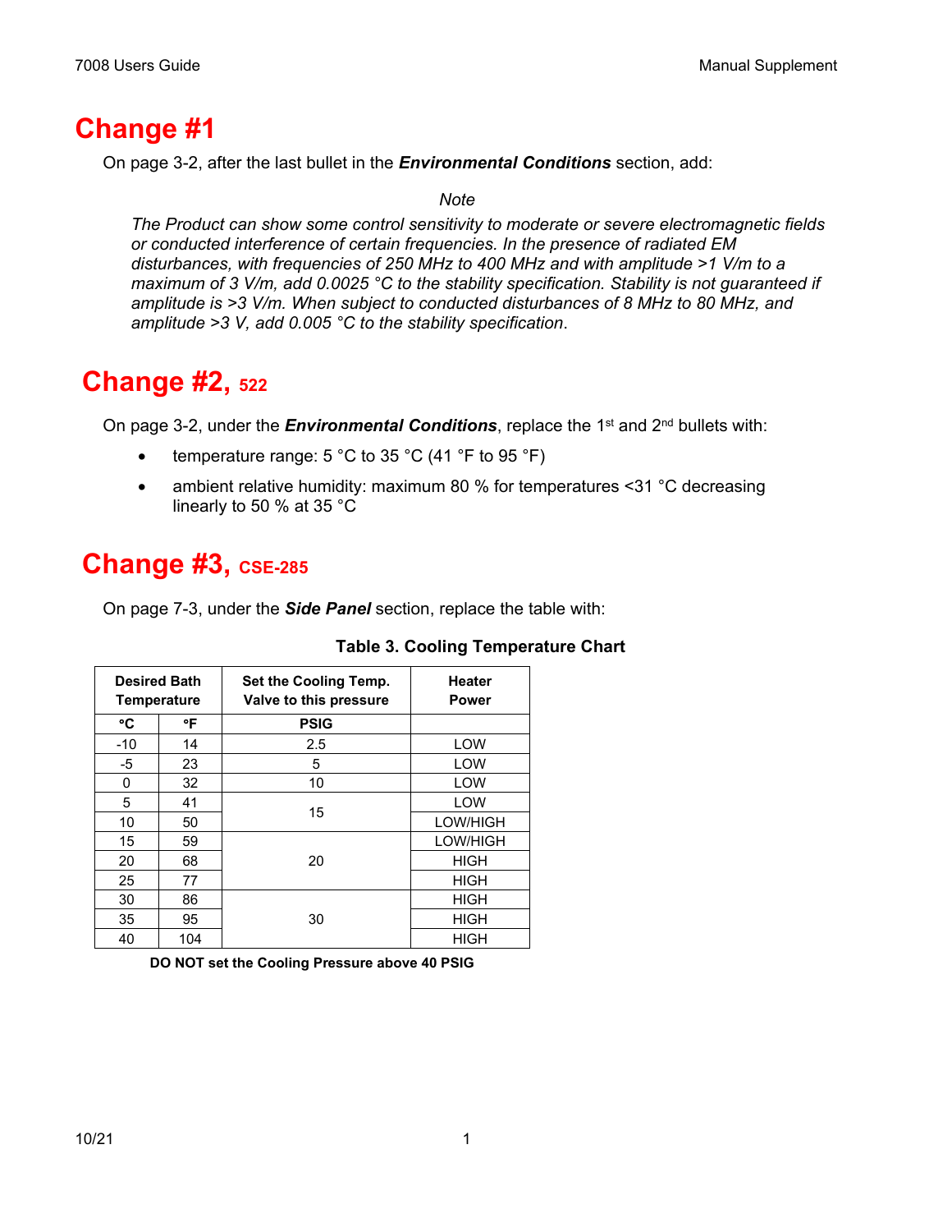# Change #1

On page 3-2, after the last bullet in the ***Environmental Conditions*** section, add:

*Note*

*The Product can show some control sensitivity to moderate or severe electromagnetic fields or conducted interference of certain frequencies. In the presence of radiated EM disturbances, with frequencies of 250 MHz to 400 MHz and with amplitude >1 V/m to a maximum of 3 V/m, add 0.0025 °C to the stability specification. Stability is not guaranteed if amplitude is >3 V/m. When subject to conducted disturbances of 8 MHz to 80 MHz, and amplitude >3 V, add 0.005 °C to the stability specification.*

# Change #2, 522

On page 3-2, under the ***Environmental Conditions***, replace the 1st and 2nd bullets with:

- temperature range: 5 °C to 35 °C (41 °F to 95 °F)
- ambient relative humidity: maximum 80 % for temperatures <31 °C decreasing linearly to 50 % at 35 °C

# Change #3, CSE-285

On page 7-3, under the ***Side Panel*** section, replace the table with:

**Table 3. Cooling Temperature Chart**

| Desired Bath Temperature | | Set the Cooling Temp. Valve to this pressure | Heater Power |
|---|---|---|---|
| °C | °F | PSIG | |
| -10 | 14 | 2.5 | LOW |
| -5 | 23 | 5 | LOW |
| 0 | 32 | 10 | LOW |
| 5 | 41 | 15 | LOW |
| 10 | 50 | | LOW/HIGH |
| 15 | 59 | 20 | LOW/HIGH |
| 20 | 68 | | HIGH |
| 25 | 77 | | HIGH |
| 30 | 86 | 30 | HIGH |
| 35 | 95 | | HIGH |
| 40 | 104 | | HIGH |

**DO NOT set the Cooling Pressure above 40 PSIG**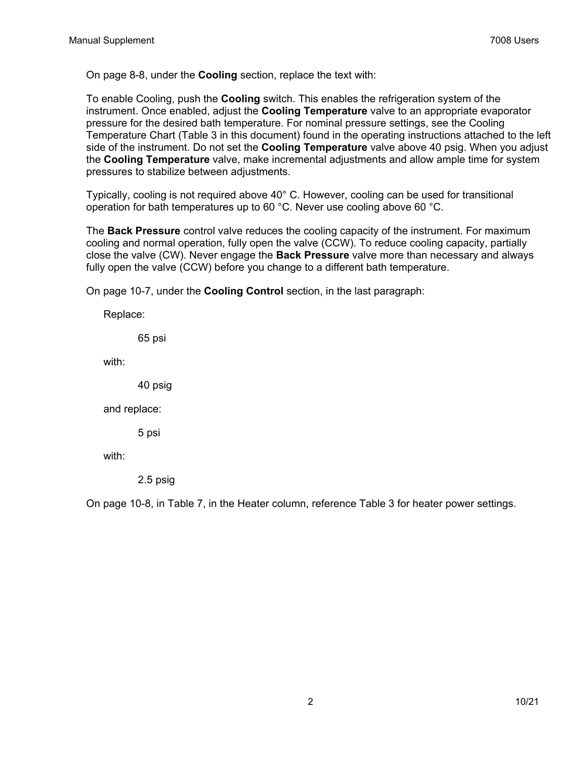On page 8-8, under the **Cooling** section, replace the text with:

To enable Cooling, push the **Cooling** switch. This enables the refrigeration system of the instrument. Once enabled, adjust the **Cooling Temperature** valve to an appropriate evaporator pressure for the desired bath temperature. For nominal pressure settings, see the Cooling Temperature Chart (Table 3 in this document) found in the operating instructions attached to the left side of the instrument. Do not set the **Cooling Temperature** valve above 40 psig. When you adjust the **Cooling Temperature** valve, make incremental adjustments and allow ample time for system pressures to stabilize between adjustments.

Typically, cooling is not required above 40° C. However, cooling can be used for transitional operation for bath temperatures up to 60 °C. Never use cooling above 60 °C.

The **Back Pressure** control valve reduces the cooling capacity of the instrument. For maximum cooling and normal operation, fully open the valve (CCW). To reduce cooling capacity, partially close the valve (CW). Never engage the **Back Pressure** valve more than necessary and always fully open the valve (CCW) before you change to a different bath temperature.

On page 10-7, under the **Cooling Control** section, in the last paragraph:

Replace:

65 psi

with:

40 psig

and replace:

5 psi

with:

2.5 psig

On page 10-8, in Table 7, in the Heater column, reference Table 3 for heater power settings.